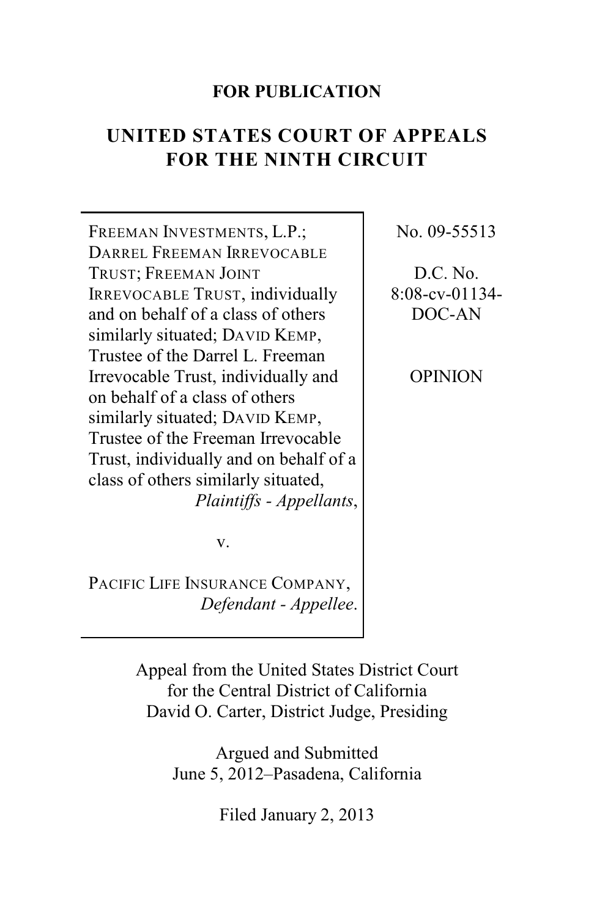**FOR PUBLICATION**

# UNITED STATES COURT OF APPEALS FOR THE NINTH CIRCUIT

FREEMAN INVESTMENTS, L.P.; DARREL FREEMAN IRREVOCABLE TRUST; FREEMAN JOINT IRREVOCABLE TRUST, individually and on behalf of a class of others similarly situated; DAVID KEMP, Trustee of the Darrel L. Freeman Irrevocable Trust, individually and on behalf of a class of others similarly situated; DAVID KEMP, Trustee of the Freeman Irrevocable Trust, individually and on behalf of a class of others similarly situated,
*Plaintiffs - Appellants*,

v.

PACIFIC LIFE INSURANCE COMPANY,
*Defendant - Appellee*.

No. 09-55513

D.C. No. 8:08-cv-01134-DOC-AN

OPINION

Appeal from the United States District Court for the Central District of California
David O. Carter, District Judge, Presiding

Argued and Submitted
June 5, 2012–Pasadena, California

Filed January 2, 2013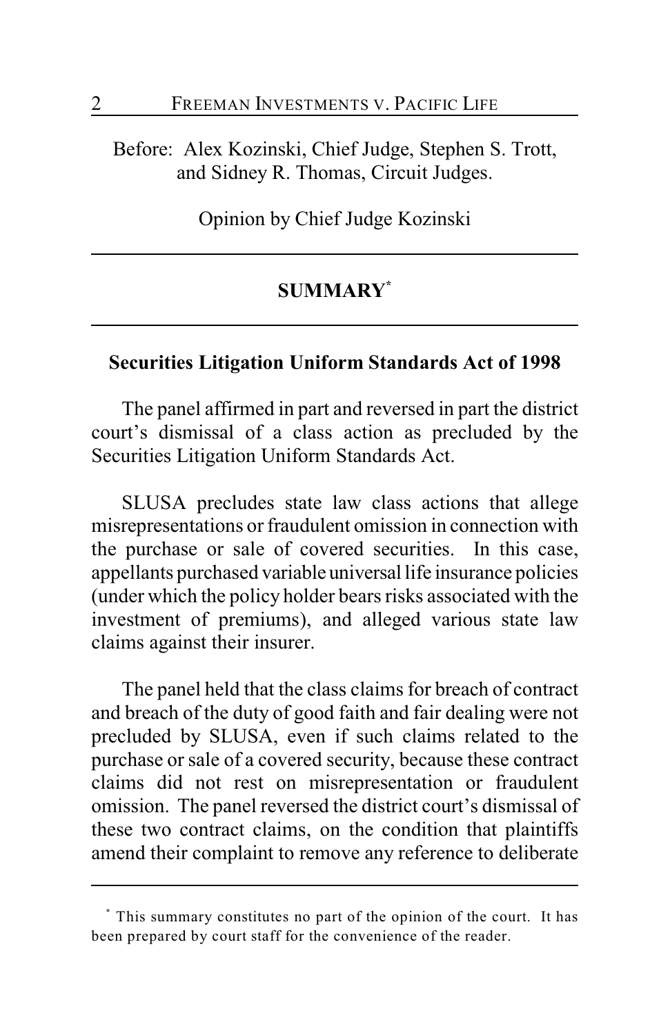Before: Alex Kozinski, Chief Judge, Stephen S. Trott, and Sidney R. Thomas, Circuit Judges.

Opinion by Chief Judge Kozinski

## SUMMARY[*]

### Securities Litigation Uniform Standards Act of 1998

The panel affirmed in part and reversed in part the district court's dismissal of a class action as precluded by the Securities Litigation Uniform Standards Act.

SLUSA precludes state law class actions that allege misrepresentations or fraudulent omission in connection with the purchase or sale of covered securities. In this case, appellants purchased variable universal life insurance policies (under which the policy holder bears risks associated with the investment of premiums), and alleged various state law claims against their insurer.

The panel held that the class claims for breach of contract and breach of the duty of good faith and fair dealing were not precluded by SLUSA, even if such claims related to the purchase or sale of a covered security, because these contract claims did not rest on misrepresentation or fraudulent omission. The panel reversed the district court's dismissal of these two contract claims, on the condition that plaintiffs amend their complaint to remove any reference to deliberate

---

[*] This summary constitutes no part of the opinion of the court. It has been prepared by court staff for the convenience of the reader.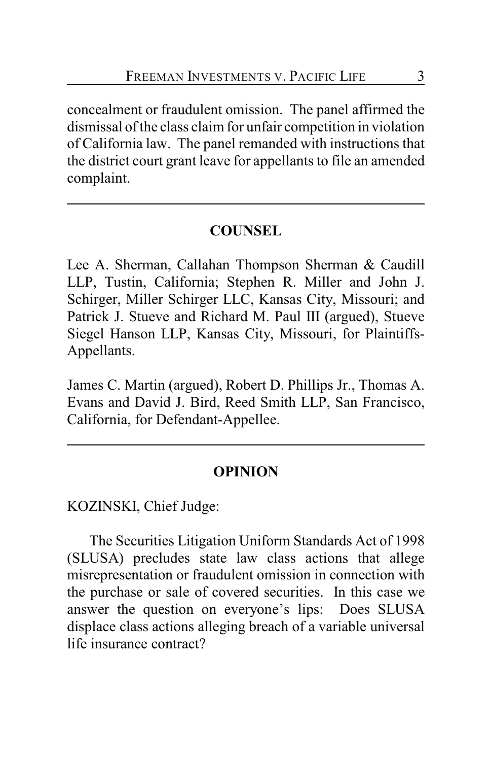concealment or fraudulent omission. The panel affirmed the dismissal of the class claim for unfair competition in violation of California law. The panel remanded with instructions that the district court grant leave for appellants to file an amended complaint.

---

## COUNSEL

Lee A. Sherman, Callahan Thompson Sherman & Caudill LLP, Tustin, California; Stephen R. Miller and John J. Schirger, Miller Schirger LLC, Kansas City, Missouri; and Patrick J. Stueve and Richard M. Paul III (argued), Stueve Siegel Hanson LLP, Kansas City, Missouri, for Plaintiffs-Appellants.

James C. Martin (argued), Robert D. Phillips Jr., Thomas A. Evans and David J. Bird, Reed Smith LLP, San Francisco, California, for Defendant-Appellee.

---

## OPINION

KOZINSKI, Chief Judge:

The Securities Litigation Uniform Standards Act of 1998 (SLUSA) precludes state law class actions that allege misrepresentation or fraudulent omission in connection with the purchase or sale of covered securities. In this case we answer the question on everyone's lips: Does SLUSA displace class actions alleging breach of a variable universal life insurance contract?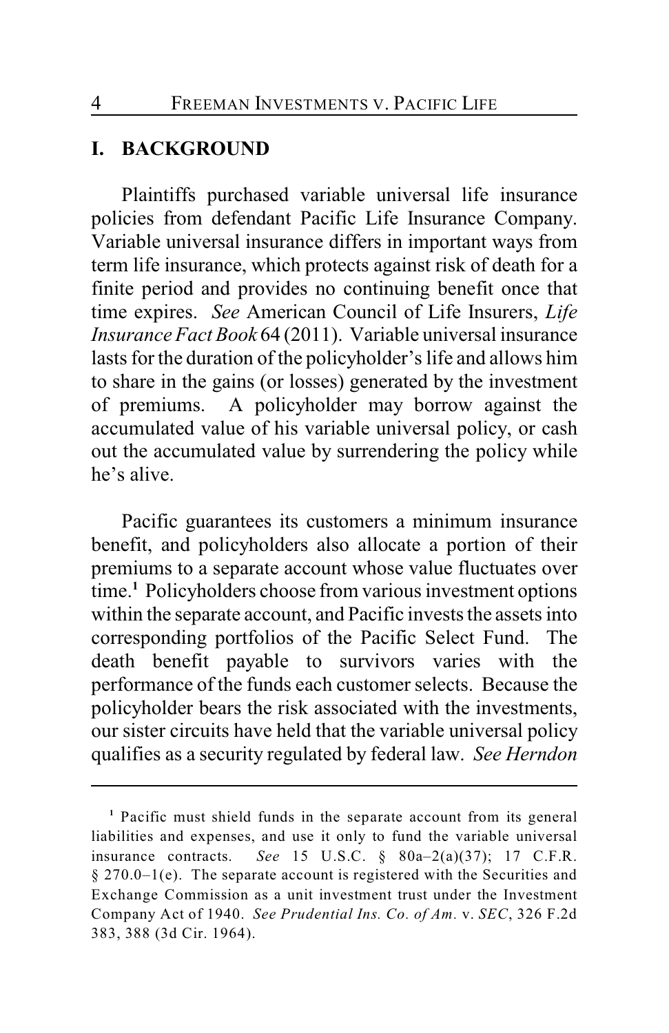## I. BACKGROUND

Plaintiffs purchased variable universal life insurance policies from defendant Pacific Life Insurance Company. Variable universal insurance differs in important ways from term life insurance, which protects against risk of death for a finite period and provides no continuing benefit once that time expires. *See* American Council of Life Insurers, *Life Insurance Fact Book* 64 (2011). Variable universal insurance lasts for the duration of the policyholder's life and allows him to share in the gains (or losses) generated by the investment of premiums. A policyholder may borrow against the accumulated value of his variable universal policy, or cash out the accumulated value by surrendering the policy while he's alive.

Pacific guarantees its customers a minimum insurance benefit, and policyholders also allocate a portion of their premiums to a separate account whose value fluctuates over time.[1] Policyholders choose from various investment options within the separate account, and Pacific invests the assets into corresponding portfolios of the Pacific Select Fund. The death benefit payable to survivors varies with the performance of the funds each customer selects. Because the policyholder bears the risk associated with the investments, our sister circuits have held that the variable universal policy qualifies as a security regulated by federal law. *See Herndon*

---

[1] Pacific must shield funds in the separate account from its general liabilities and expenses, and use it only to fund the variable universal insurance contracts. *See* 15 U.S.C. § 80a–2(a)(37); 17 C.F.R. § 270.0–1(e). The separate account is registered with the Securities and Exchange Commission as a unit investment trust under the Investment Company Act of 1940. *See Prudential Ins. Co. of Am.* v. *SEC*, 326 F.2d 383, 388 (3d Cir. 1964).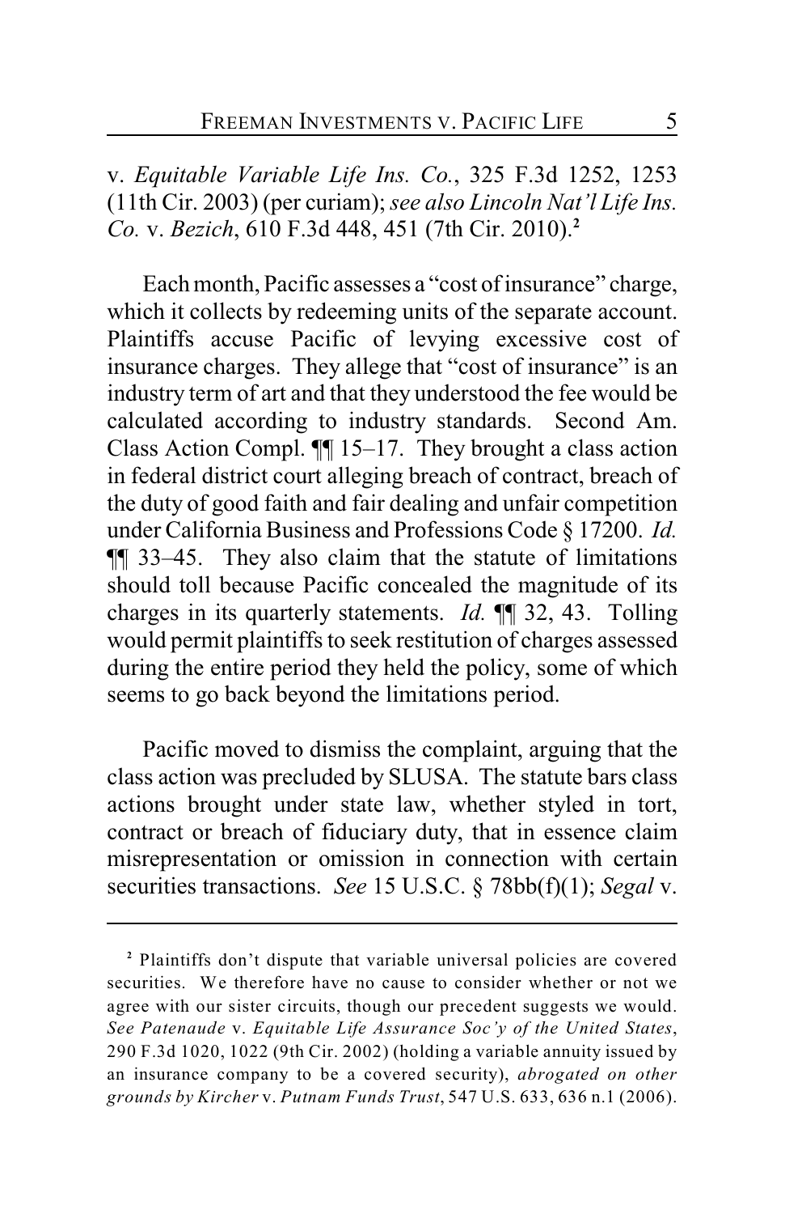v. *Equitable Variable Life Ins. Co.*, 325 F.3d 1252, 1253 (11th Cir. 2003) (per curiam); *see also Lincoln Nat'l Life Ins. Co.* v. *Bezich*, 610 F.3d 448, 451 (7th Cir. 2010).[2]

Each month, Pacific assesses a "cost of insurance" charge, which it collects by redeeming units of the separate account. Plaintiffs accuse Pacific of levying excessive cost of insurance charges. They allege that "cost of insurance" is an industry term of art and that they understood the fee would be calculated according to industry standards. Second Am. Class Action Compl. ¶¶ 15–17. They brought a class action in federal district court alleging breach of contract, breach of the duty of good faith and fair dealing and unfair competition under California Business and Professions Code § 17200. *Id.* ¶¶ 33–45. They also claim that the statute of limitations should toll because Pacific concealed the magnitude of its charges in its quarterly statements. *Id.* ¶¶ 32, 43. Tolling would permit plaintiffs to seek restitution of charges assessed during the entire period they held the policy, some of which seems to go back beyond the limitations period.

Pacific moved to dismiss the complaint, arguing that the class action was precluded by SLUSA. The statute bars class actions brought under state law, whether styled in tort, contract or breach of fiduciary duty, that in essence claim misrepresentation or omission in connection with certain securities transactions. *See* 15 U.S.C. § 78bb(f)(1); *Segal* v.

---

[2] Plaintiffs don't dispute that variable universal policies are covered securities. We therefore have no cause to consider whether or not we agree with our sister circuits, though our precedent suggests we would. *See Patenaude* v. *Equitable Life Assurance Soc'y of the United States*, 290 F.3d 1020, 1022 (9th Cir. 2002) (holding a variable annuity issued by an insurance company to be a covered security), *abrogated on other grounds by Kircher* v. *Putnam Funds Trust*, 547 U.S. 633, 636 n.1 (2006).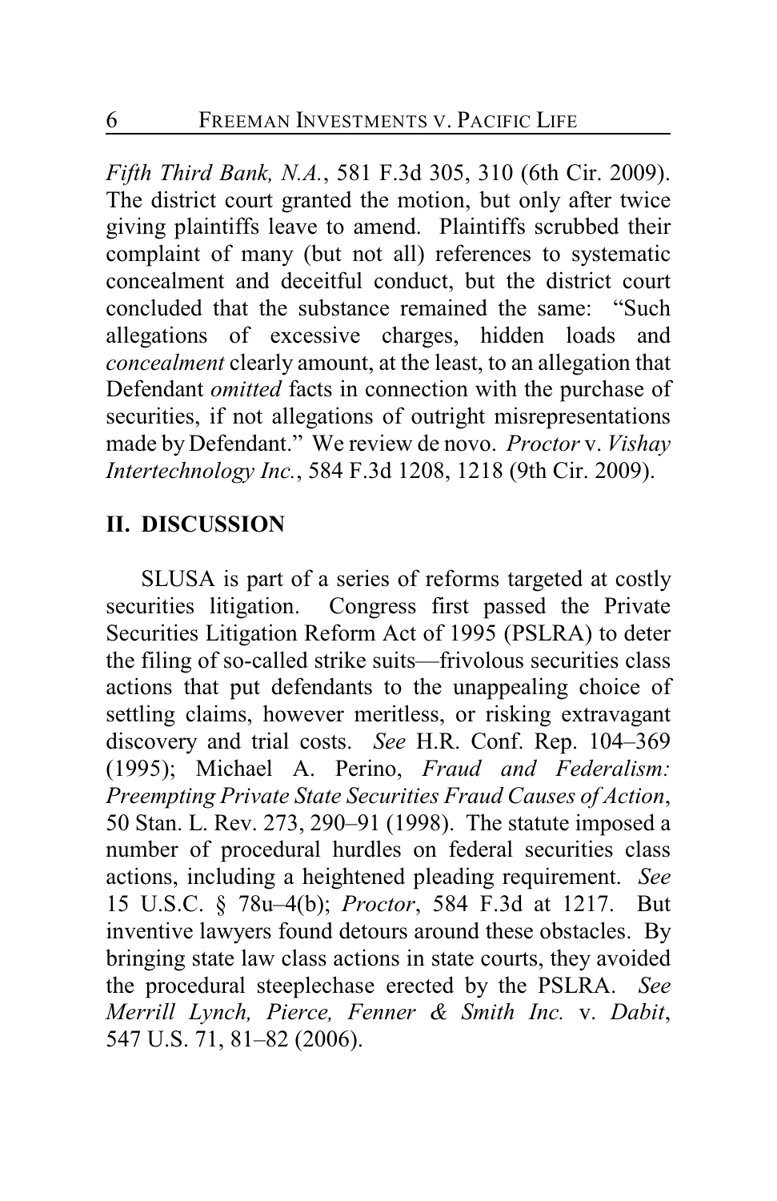*Fifth Third Bank, N.A.*, 581 F.3d 305, 310 (6th Cir. 2009). The district court granted the motion, but only after twice giving plaintiffs leave to amend. Plaintiffs scrubbed their complaint of many (but not all) references to systematic concealment and deceitful conduct, but the district court concluded that the substance remained the same: "Such allegations of excessive charges, hidden loads and *concealment* clearly amount, at the least, to an allegation that Defendant *omitted* facts in connection with the purchase of securities, if not allegations of outright misrepresentations made by Defendant." We review de novo. *Proctor* v. *Vishay Intertechnology Inc.*, 584 F.3d 1208, 1218 (9th Cir. 2009).

## II. DISCUSSION

SLUSA is part of a series of reforms targeted at costly securities litigation. Congress first passed the Private Securities Litigation Reform Act of 1995 (PSLRA) to deter the filing of so-called strike suits—frivolous securities class actions that put defendants to the unappealing choice of settling claims, however meritless, or risking extravagant discovery and trial costs. *See* H.R. Conf. Rep. 104–369 (1995); Michael A. Perino, *Fraud and Federalism: Preempting Private State Securities Fraud Causes of Action*, 50 Stan. L. Rev. 273, 290–91 (1998). The statute imposed a number of procedural hurdles on federal securities class actions, including a heightened pleading requirement. *See* 15 U.S.C. § 78u–4(b); *Proctor*, 584 F.3d at 1217. But inventive lawyers found detours around these obstacles. By bringing state law class actions in state courts, they avoided the procedural steeplechase erected by the PSLRA. *See Merrill Lynch, Pierce, Fenner & Smith Inc.* v. *Dabit*, 547 U.S. 71, 81–82 (2006).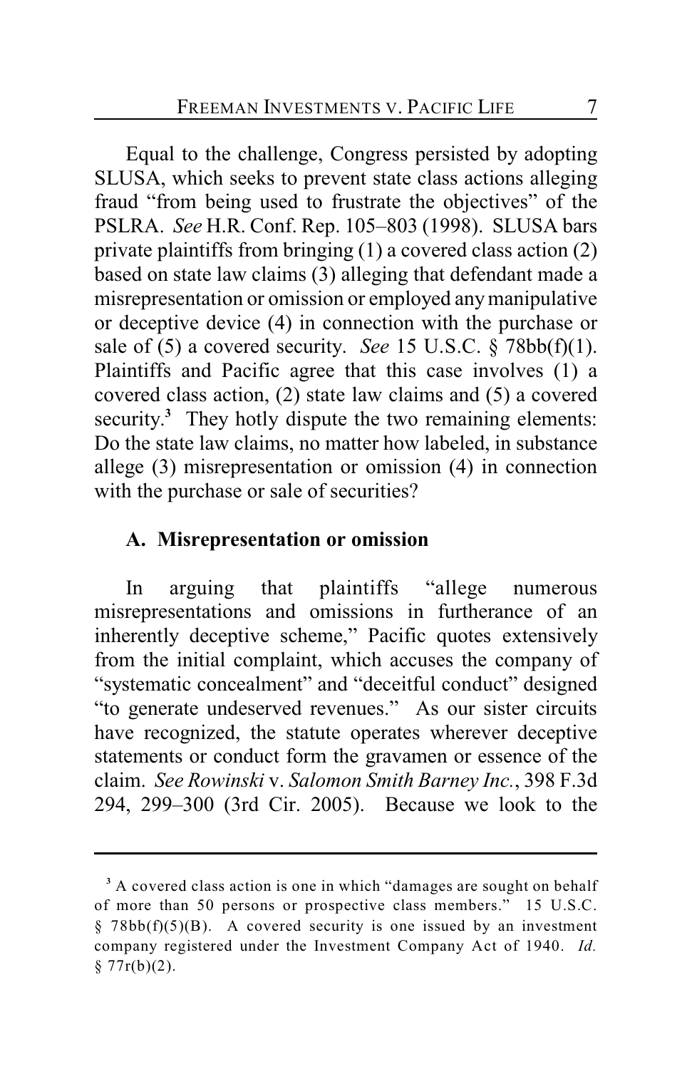Equal to the challenge, Congress persisted by adopting SLUSA, which seeks to prevent state class actions alleging fraud "from being used to frustrate the objectives" of the PSLRA. *See* H.R. Conf. Rep. 105–803 (1998). SLUSA bars private plaintiffs from bringing (1) a covered class action (2) based on state law claims (3) alleging that defendant made a misrepresentation or omission or employed any manipulative or deceptive device (4) in connection with the purchase or sale of (5) a covered security. *See* 15 U.S.C. § 78bb(f)(1). Plaintiffs and Pacific agree that this case involves (1) a covered class action, (2) state law claims and (5) a covered security.[3] They hotly dispute the two remaining elements: Do the state law claims, no matter how labeled, in substance allege (3) misrepresentation or omission (4) in connection with the purchase or sale of securities?

### A. Misrepresentation or omission

In arguing that plaintiffs "allege numerous misrepresentations and omissions in furtherance of an inherently deceptive scheme," Pacific quotes extensively from the initial complaint, which accuses the company of "systematic concealment" and "deceitful conduct" designed "to generate undeserved revenues." As our sister circuits have recognized, the statute operates wherever deceptive statements or conduct form the gravamen or essence of the claim. *See Rowinski* v. *Salomon Smith Barney Inc.*, 398 F.3d 294, 299–300 (3rd Cir. 2005). Because we look to the

---

[3] A covered class action is one in which "damages are sought on behalf of more than 50 persons or prospective class members." 15 U.S.C. § 78bb(f)(5)(B). A covered security is one issued by an investment company registered under the Investment Company Act of 1940. *Id.* § 77r(b)(2).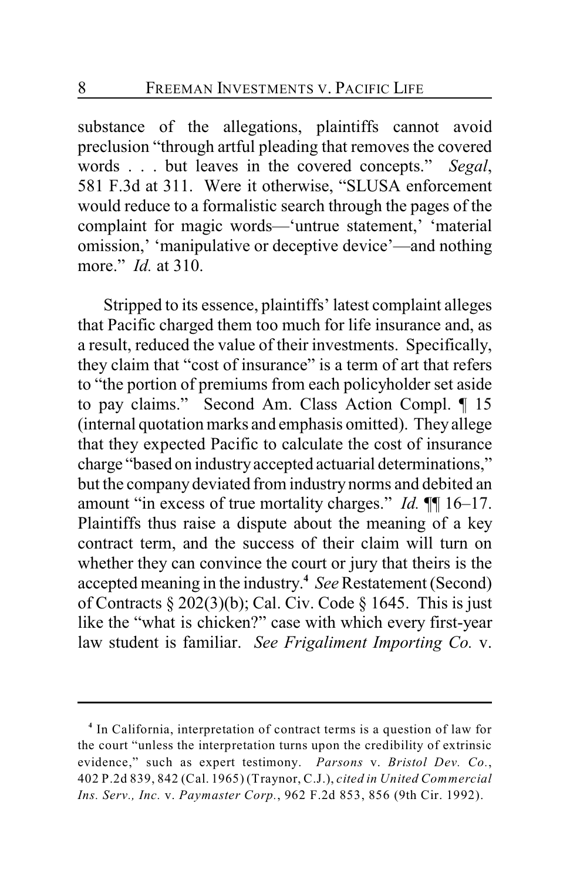substance of the allegations, plaintiffs cannot avoid preclusion "through artful pleading that removes the covered words . . . but leaves in the covered concepts." *Segal*, 581 F.3d at 311. Were it otherwise, "SLUSA enforcement would reduce to a formalistic search through the pages of the complaint for magic words—'untrue statement,' 'material omission,' 'manipulative or deceptive device'—and nothing more." *Id.* at 310.

Stripped to its essence, plaintiffs' latest complaint alleges that Pacific charged them too much for life insurance and, as a result, reduced the value of their investments. Specifically, they claim that "cost of insurance" is a term of art that refers to "the portion of premiums from each policyholder set aside to pay claims." Second Am. Class Action Compl. ¶ 15 (internal quotation marks and emphasis omitted). They allege that they expected Pacific to calculate the cost of insurance charge "based on industry accepted actuarial determinations," but the company deviated from industry norms and debited an amount "in excess of true mortality charges." *Id.* ¶¶ 16–17. Plaintiffs thus raise a dispute about the meaning of a key contract term, and the success of their claim will turn on whether they can convince the court or jury that theirs is the accepted meaning in the industry.[4] *See* Restatement (Second) of Contracts § 202(3)(b); Cal. Civ. Code § 1645. This is just like the "what is chicken?" case with which every first-year law student is familiar. *See Frigaliment Importing Co.* v.

---

[4] In California, interpretation of contract terms is a question of law for the court "unless the interpretation turns upon the credibility of extrinsic evidence," such as expert testimony. *Parsons* v. *Bristol Dev. Co.*, 402 P.2d 839, 842 (Cal. 1965) (Traynor, C.J.), *cited in United Commercial Ins. Serv., Inc.* v. *Paymaster Corp.*, 962 F.2d 853, 856 (9th Cir. 1992).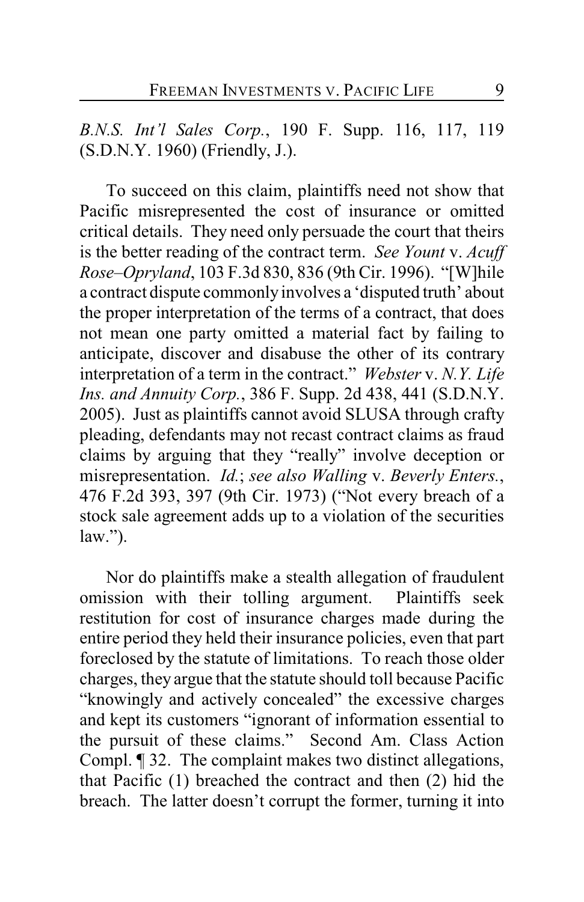*B.N.S. Int'l Sales Corp.*, 190 F. Supp. 116, 117, 119 (S.D.N.Y. 1960) (Friendly, J.).

To succeed on this claim, plaintiffs need not show that Pacific misrepresented the cost of insurance or omitted critical details. They need only persuade the court that theirs is the better reading of the contract term. *See Yount* v. *Acuff Rose–Opryland*, 103 F.3d 830, 836 (9th Cir. 1996). "[W]hile a contract dispute commonly involves a 'disputed truth' about the proper interpretation of the terms of a contract, that does not mean one party omitted a material fact by failing to anticipate, discover and disabuse the other of its contrary interpretation of a term in the contract." *Webster* v. *N.Y. Life Ins. and Annuity Corp.*, 386 F. Supp. 2d 438, 441 (S.D.N.Y. 2005). Just as plaintiffs cannot avoid SLUSA through crafty pleading, defendants may not recast contract claims as fraud claims by arguing that they "really" involve deception or misrepresentation. *Id.*; *see also Walling* v. *Beverly Enters.*, 476 F.2d 393, 397 (9th Cir. 1973) ("Not every breach of a stock sale agreement adds up to a violation of the securities law.").

Nor do plaintiffs make a stealth allegation of fraudulent omission with their tolling argument. Plaintiffs seek restitution for cost of insurance charges made during the entire period they held their insurance policies, even that part foreclosed by the statute of limitations. To reach those older charges, they argue that the statute should toll because Pacific "knowingly and actively concealed" the excessive charges and kept its customers "ignorant of information essential to the pursuit of these claims." Second Am. Class Action Compl. ¶ 32. The complaint makes two distinct allegations, that Pacific (1) breached the contract and then (2) hid the breach. The latter doesn't corrupt the former, turning it into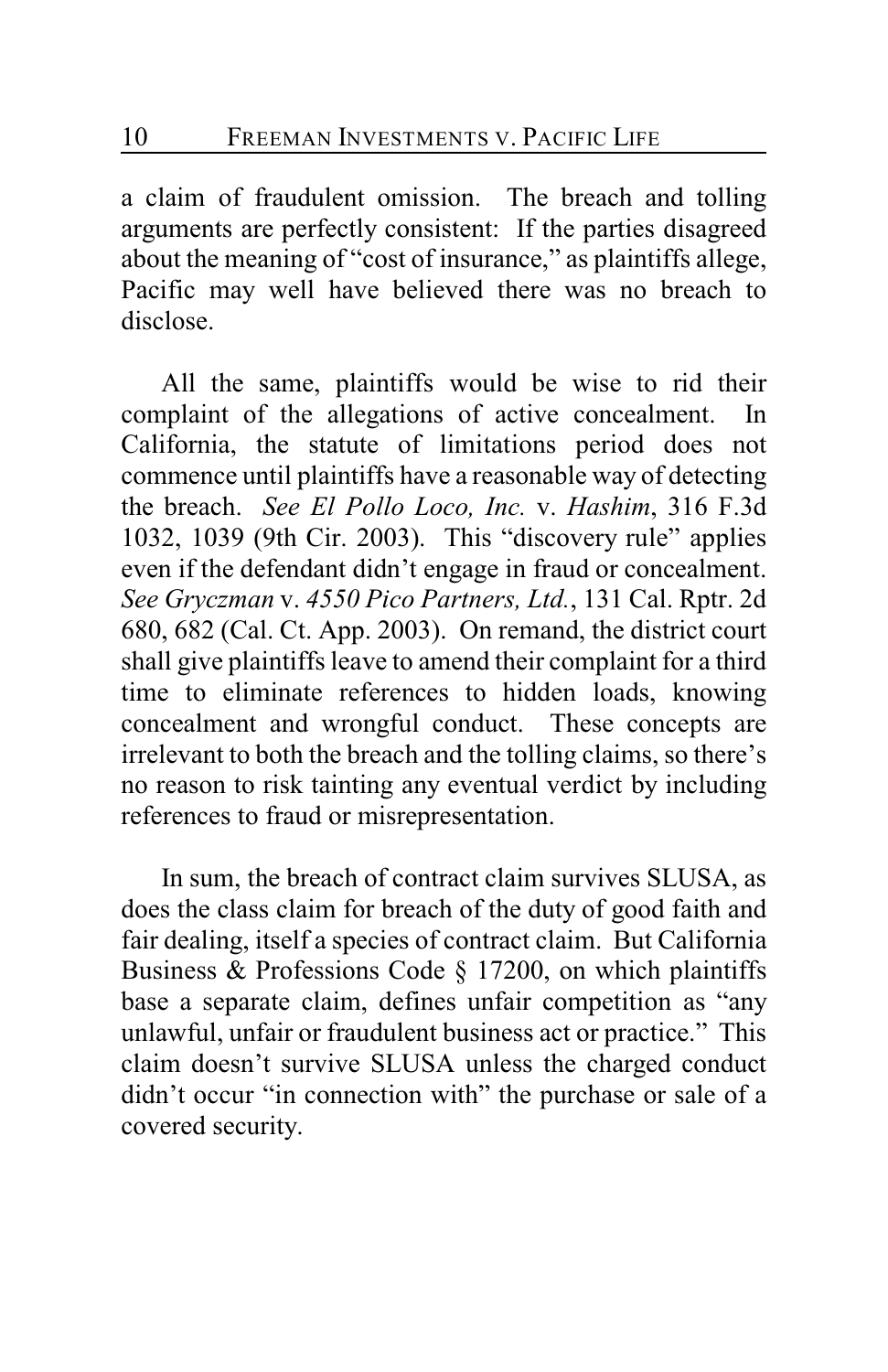a claim of fraudulent omission. The breach and tolling arguments are perfectly consistent: If the parties disagreed about the meaning of "cost of insurance," as plaintiffs allege, Pacific may well have believed there was no breach to disclose.

All the same, plaintiffs would be wise to rid their complaint of the allegations of active concealment. In California, the statute of limitations period does not commence until plaintiffs have a reasonable way of detecting the breach. *See El Pollo Loco, Inc.* v. *Hashim*, 316 F.3d 1032, 1039 (9th Cir. 2003). This "discovery rule" applies even if the defendant didn't engage in fraud or concealment. *See Gryczman* v. *4550 Pico Partners, Ltd.*, 131 Cal. Rptr. 2d 680, 682 (Cal. Ct. App. 2003). On remand, the district court shall give plaintiffs leave to amend their complaint for a third time to eliminate references to hidden loads, knowing concealment and wrongful conduct. These concepts are irrelevant to both the breach and the tolling claims, so there's no reason to risk tainting any eventual verdict by including references to fraud or misrepresentation.

In sum, the breach of contract claim survives SLUSA, as does the class claim for breach of the duty of good faith and fair dealing, itself a species of contract claim. But California Business & Professions Code § 17200, on which plaintiffs base a separate claim, defines unfair competition as "any unlawful, unfair or fraudulent business act or practice." This claim doesn't survive SLUSA unless the charged conduct didn't occur "in connection with" the purchase or sale of a covered security.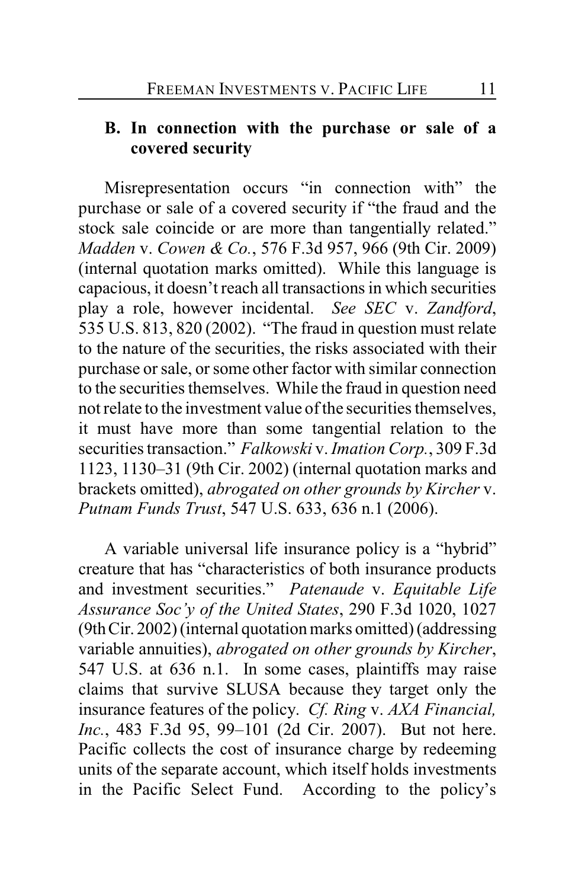### B. In connection with the purchase or sale of a covered security

Misrepresentation occurs "in connection with" the purchase or sale of a covered security if "the fraud and the stock sale coincide or are more than tangentially related." *Madden* v. *Cowen & Co.*, 576 F.3d 957, 966 (9th Cir. 2009) (internal quotation marks omitted). While this language is capacious, it doesn't reach all transactions in which securities play a role, however incidental. *See SEC* v. *Zandford*, 535 U.S. 813, 820 (2002). "The fraud in question must relate to the nature of the securities, the risks associated with their purchase or sale, or some other factor with similar connection to the securities themselves. While the fraud in question need not relate to the investment value of the securities themselves, it must have more than some tangential relation to the securities transaction." *Falkowski* v. *Imation Corp.*, 309 F.3d 1123, 1130–31 (9th Cir. 2002) (internal quotation marks and brackets omitted), *abrogated on other grounds by Kircher* v. *Putnam Funds Trust*, 547 U.S. 633, 636 n.1 (2006).

A variable universal life insurance policy is a "hybrid" creature that has "characteristics of both insurance products and investment securities." *Patenaude* v. *Equitable Life Assurance Soc'y of the United States*, 290 F.3d 1020, 1027 (9th Cir. 2002) (internal quotation marks omitted) (addressing variable annuities), *abrogated on other grounds by Kircher*, 547 U.S. at 636 n.1. In some cases, plaintiffs may raise claims that survive SLUSA because they target only the insurance features of the policy. *Cf. Ring* v. *AXA Financial, Inc.*, 483 F.3d 95, 99–101 (2d Cir. 2007). But not here. Pacific collects the cost of insurance charge by redeeming units of the separate account, which itself holds investments in the Pacific Select Fund. According to the policy's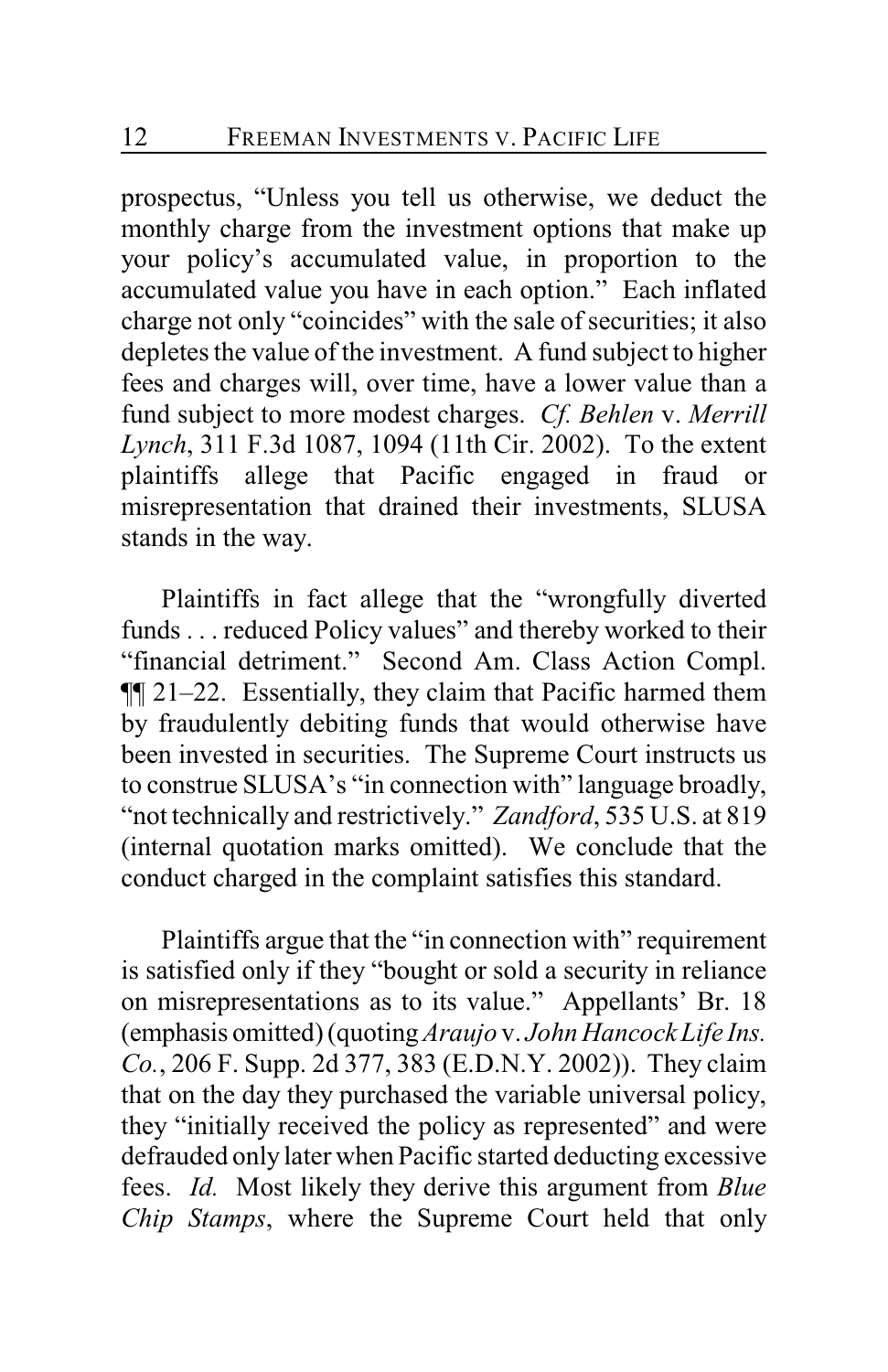prospectus, "Unless you tell us otherwise, we deduct the monthly charge from the investment options that make up your policy's accumulated value, in proportion to the accumulated value you have in each option." Each inflated charge not only "coincides" with the sale of securities; it also depletes the value of the investment. A fund subject to higher fees and charges will, over time, have a lower value than a fund subject to more modest charges. *Cf. Behlen* v. *Merrill Lynch*, 311 F.3d 1087, 1094 (11th Cir. 2002). To the extent plaintiffs allege that Pacific engaged in fraud or misrepresentation that drained their investments, SLUSA stands in the way.

Plaintiffs in fact allege that the "wrongfully diverted funds . . . reduced Policy values" and thereby worked to their "financial detriment." Second Am. Class Action Compl. ¶¶ 21–22. Essentially, they claim that Pacific harmed them by fraudulently debiting funds that would otherwise have been invested in securities. The Supreme Court instructs us to construe SLUSA's "in connection with" language broadly, "not technically and restrictively." *Zandford*, 535 U.S. at 819 (internal quotation marks omitted). We conclude that the conduct charged in the complaint satisfies this standard.

Plaintiffs argue that the "in connection with" requirement is satisfied only if they "bought or sold a security in reliance on misrepresentations as to its value." Appellants' Br. 18 (emphasis omitted) (quoting *Araujo* v. *John Hancock Life Ins. Co.*, 206 F. Supp. 2d 377, 383 (E.D.N.Y. 2002)). They claim that on the day they purchased the variable universal policy, they "initially received the policy as represented" and were defrauded only later when Pacific started deducting excessive fees. *Id.* Most likely they derive this argument from *Blue Chip Stamps*, where the Supreme Court held that only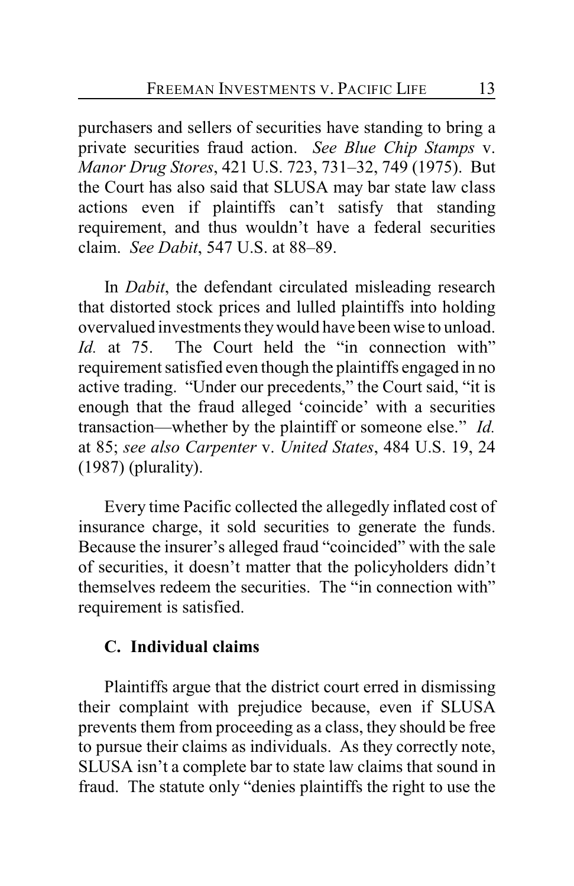purchasers and sellers of securities have standing to bring a private securities fraud action. *See Blue Chip Stamps* v. *Manor Drug Stores*, 421 U.S. 723, 731–32, 749 (1975). But the Court has also said that SLUSA may bar state law class actions even if plaintiffs can't satisfy that standing requirement, and thus wouldn't have a federal securities claim. *See Dabit*, 547 U.S. at 88–89.

In *Dabit*, the defendant circulated misleading research that distorted stock prices and lulled plaintiffs into holding overvalued investments they would have been wise to unload. *Id.* at 75. The Court held the "in connection with" requirement satisfied even though the plaintiffs engaged in no active trading. "Under our precedents," the Court said, "it is enough that the fraud alleged 'coincide' with a securities transaction—whether by the plaintiff or someone else." *Id.* at 85; *see also Carpenter* v. *United States*, 484 U.S. 19, 24 (1987) (plurality).

Every time Pacific collected the allegedly inflated cost of insurance charge, it sold securities to generate the funds. Because the insurer's alleged fraud "coincided" with the sale of securities, it doesn't matter that the policyholders didn't themselves redeem the securities. The "in connection with" requirement is satisfied.

### C. Individual claims

Plaintiffs argue that the district court erred in dismissing their complaint with prejudice because, even if SLUSA prevents them from proceeding as a class, they should be free to pursue their claims as individuals. As they correctly note, SLUSA isn't a complete bar to state law claims that sound in fraud. The statute only "denies plaintiffs the right to use the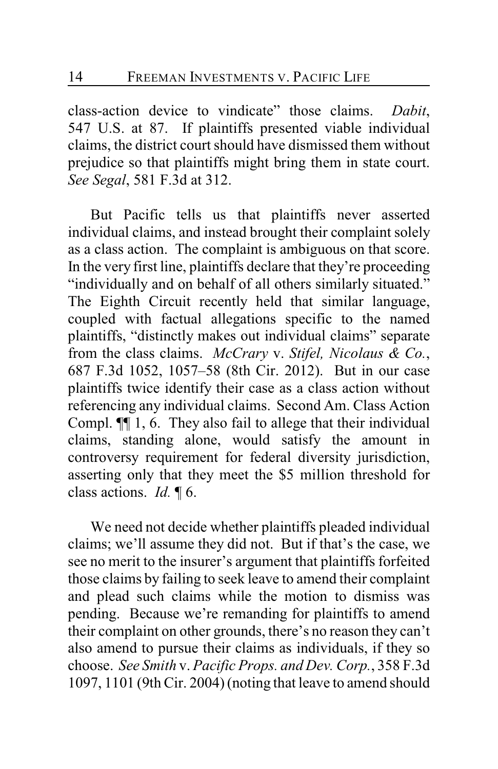class-action device to vindicate" those claims. *Dabit*, 547 U.S. at 87. If plaintiffs presented viable individual claims, the district court should have dismissed them without prejudice so that plaintiffs might bring them in state court. *See Segal*, 581 F.3d at 312.

But Pacific tells us that plaintiffs never asserted individual claims, and instead brought their complaint solely as a class action. The complaint is ambiguous on that score. In the very first line, plaintiffs declare that they're proceeding "individually and on behalf of all others similarly situated." The Eighth Circuit recently held that similar language, coupled with factual allegations specific to the named plaintiffs, "distinctly makes out individual claims" separate from the class claims. *McCrary* v. *Stifel, Nicolaus & Co.*, 687 F.3d 1052, 1057–58 (8th Cir. 2012). But in our case plaintiffs twice identify their case as a class action without referencing any individual claims. Second Am. Class Action Compl. ¶¶ 1, 6. They also fail to allege that their individual claims, standing alone, would satisfy the amount in controversy requirement for federal diversity jurisdiction, asserting only that they meet the $5 million threshold for class actions. *Id.* ¶ 6.

We need not decide whether plaintiffs pleaded individual claims; we'll assume they did not. But if that's the case, we see no merit to the insurer's argument that plaintiffs forfeited those claims by failing to seek leave to amend their complaint and plead such claims while the motion to dismiss was pending. Because we're remanding for plaintiffs to amend their complaint on other grounds, there's no reason they can't also amend to pursue their claims as individuals, if they so choose. *See Smith* v. *Pacific Props. and Dev. Corp.*, 358 F.3d 1097, 1101 (9th Cir. 2004) (noting that leave to amend should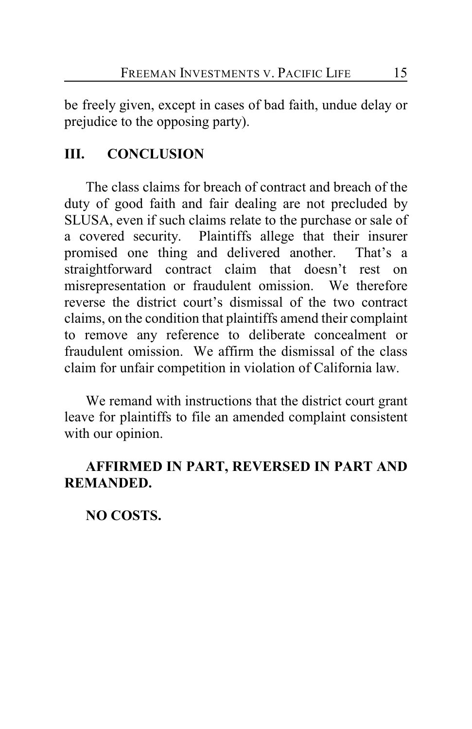be freely given, except in cases of bad faith, undue delay or prejudice to the opposing party).

## III. CONCLUSION

The class claims for breach of contract and breach of the duty of good faith and fair dealing are not precluded by SLUSA, even if such claims relate to the purchase or sale of a covered security. Plaintiffs allege that their insurer promised one thing and delivered another. That's a straightforward contract claim that doesn't rest on misrepresentation or fraudulent omission. We therefore reverse the district court's dismissal of the two contract claims, on the condition that plaintiffs amend their complaint to remove any reference to deliberate concealment or fraudulent omission. We affirm the dismissal of the class claim for unfair competition in violation of California law.

We remand with instructions that the district court grant leave for plaintiffs to file an amended complaint consistent with our opinion.

**AFFIRMED IN PART, REVERSED IN PART AND REMANDED.**

**NO COSTS.**